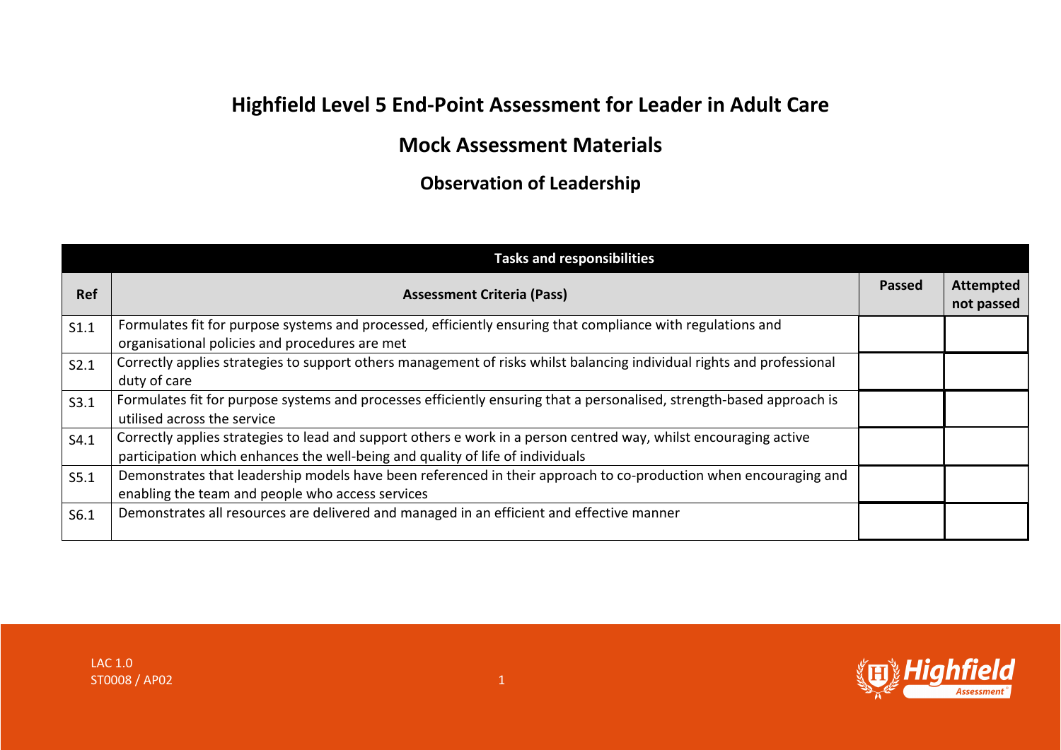# Highfield Level 5 End-Point Assessment for Leader in Adult Care

## Mock Assessment Materials

### Observation of Leadership

| Tasks and responsibilities | | | |
|---|---|---|---|
| **Ref** | **Assessment Criteria (Pass)** | **Passed** | **Attempted not passed** |
| S1.1 | Formulates fit for purpose systems and processed, efficiently ensuring that compliance with regulations and organisational policies and procedures are met | | |
| S2.1 | Correctly applies strategies to support others management of risks whilst balancing individual rights and professional duty of care | | |
| S3.1 | Formulates fit for purpose systems and processes efficiently ensuring that a personalised, strength-based approach is utilised across the service | | |
| S4.1 | Correctly applies strategies to lead and support others e work in a person centred way, whilst encouraging active participation which enhances the well-being and quality of life of individuals | | |
| S5.1 | Demonstrates that leadership models have been referenced in their approach to co-production when encouraging and enabling the team and people who access services | | |
| S6.1 | Demonstrates all resources are delivered and managed in an efficient and effective manner | | |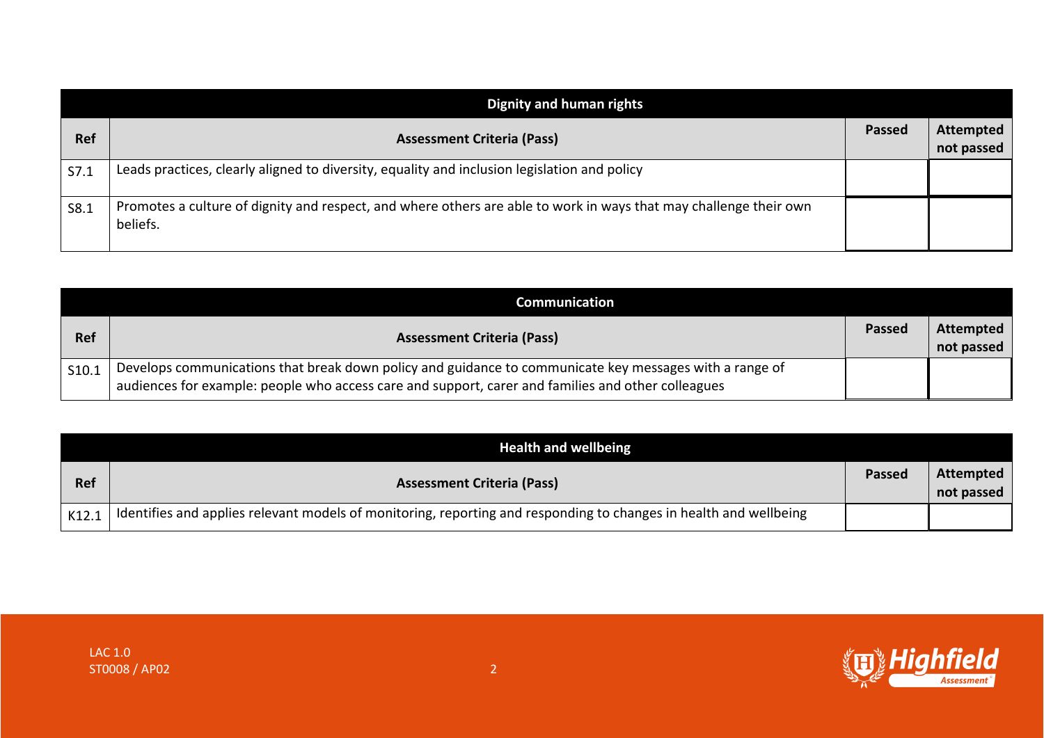| Dignity and human rights | | | |
|---|---|---|---|
| **Ref** | **Assessment Criteria (Pass)** | **Passed** | **Attempted not passed** |
| S7.1 | Leads practices, clearly aligned to diversity, equality and inclusion legislation and policy | | |
| S8.1 | Promotes a culture of dignity and respect, and where others are able to work in ways that may challenge their own beliefs. | | |

| Communication | | | |
|---|---|---|---|
| **Ref** | **Assessment Criteria (Pass)** | **Passed** | **Attempted not passed** |
| S10.1 | Develops communications that break down policy and guidance to communicate key messages with a range of audiences for example: people who access care and support, carer and families and other colleagues | | |

| Health and wellbeing | | | |
|---|---|---|---|
| **Ref** | **Assessment Criteria (Pass)** | **Passed** | **Attempted not passed** |
| K12.1 | Identifies and applies relevant models of monitoring, reporting and responding to changes in health and wellbeing | | |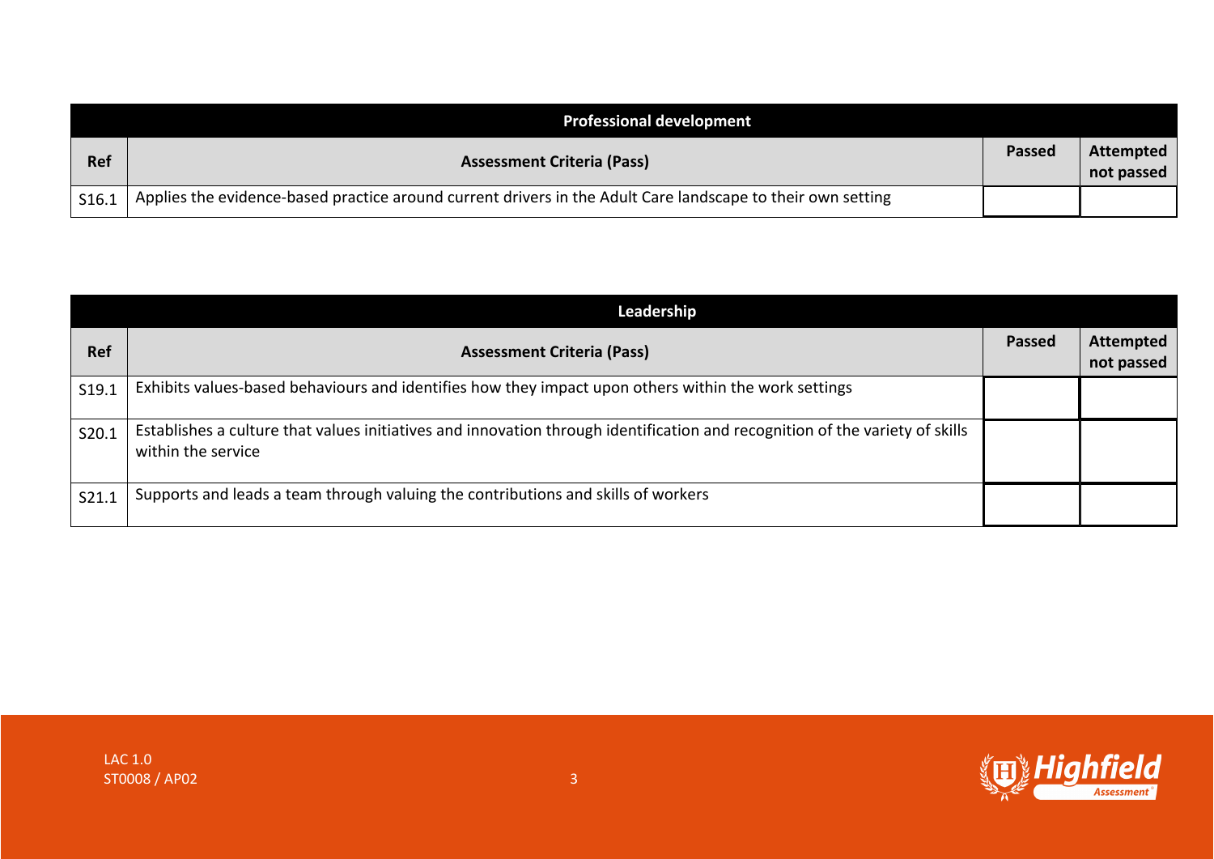| Professional development | | | |
|---|---|---|---|
| **Ref** | **Assessment Criteria (Pass)** | **Passed** | **Attempted not passed** |
| S16.1 | Applies the evidence-based practice around current drivers in the Adult Care landscape to their own setting | | |

| Leadership | | | |
|---|---|---|---|
| **Ref** | **Assessment Criteria (Pass)** | **Passed** | **Attempted not passed** |
| S19.1 | Exhibits values-based behaviours and identifies how they impact upon others within the work settings | | |
| S20.1 | Establishes a culture that values initiatives and innovation through identification and recognition of the variety of skills within the service | | |
| S21.1 | Supports and leads a team through valuing the contributions and skills of workers | | |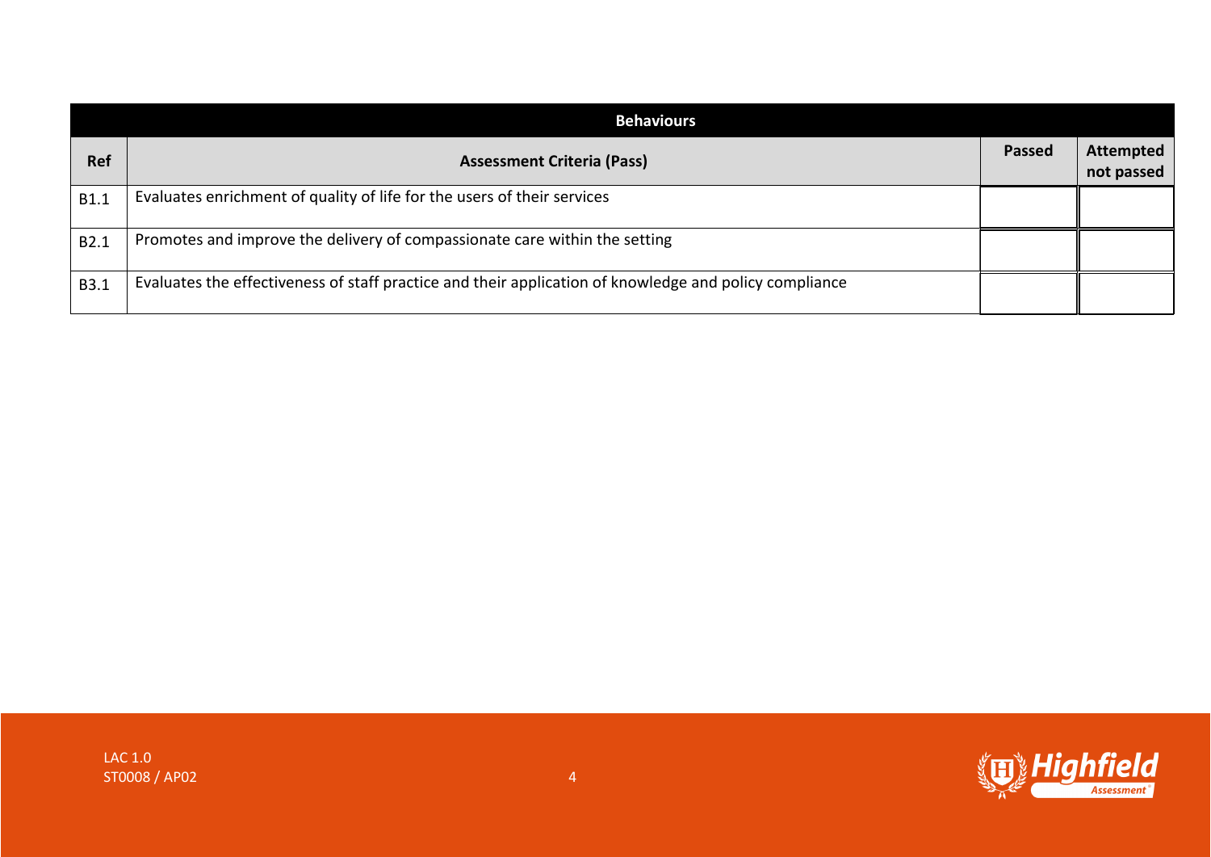| Behaviours | | | |
|---|---|---|---|
| **Ref** | **Assessment Criteria (Pass)** | **Passed** | **Attempted not passed** |
| B1.1 | Evaluates enrichment of quality of life for the users of their services | | |
| B2.1 | Promotes and improve the delivery of compassionate care within the setting | | |
| B3.1 | Evaluates the effectiveness of staff practice and their application of knowledge and policy compliance | | |